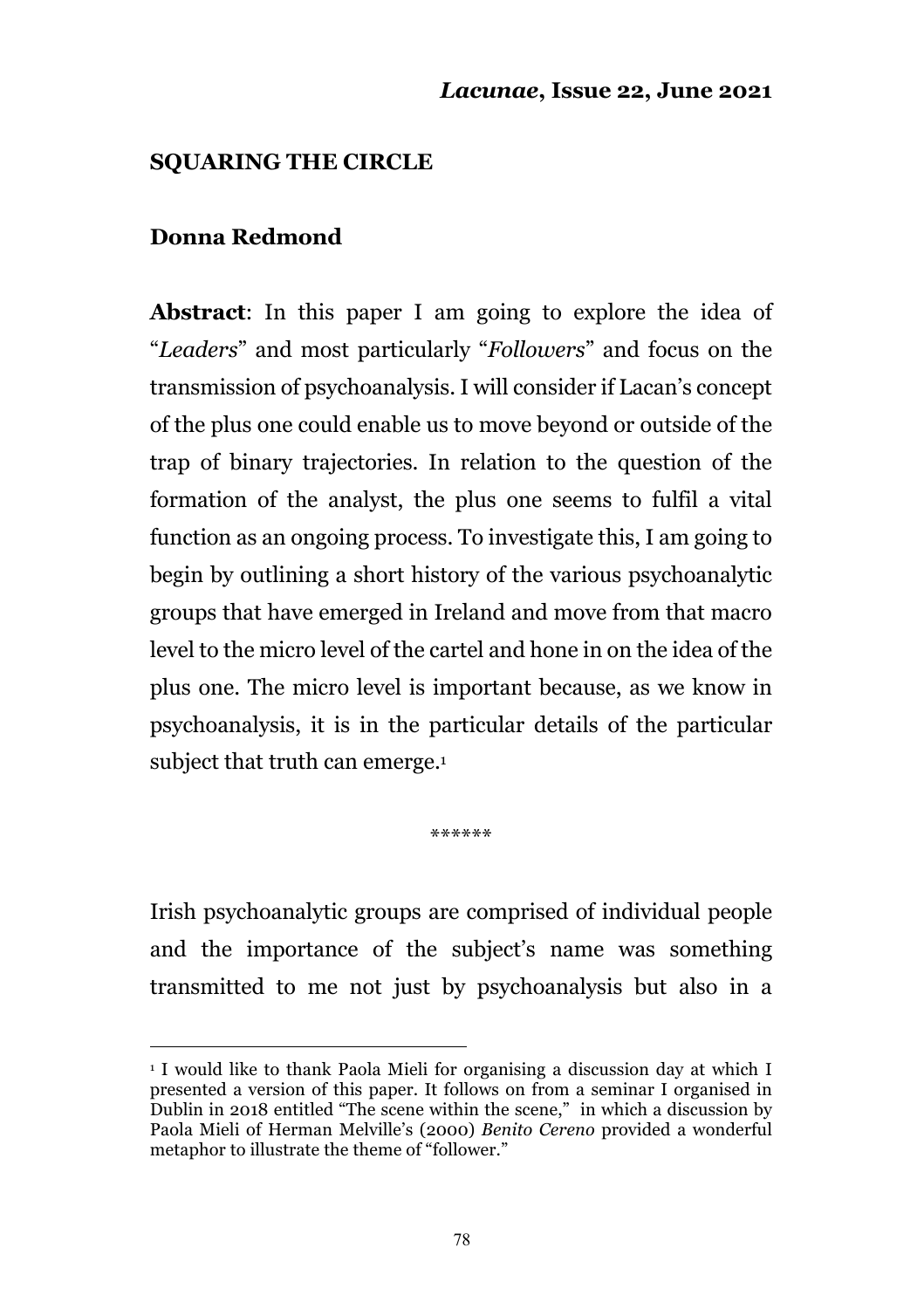# SQUARING THE CIRCLE

## Donna Redmond

**Abstract**: In this paper I am going to explore the idea of "*Leaders*" and most particularly "*Followers*" and focus on the transmission of psychoanalysis. I will consider if Lacan's concept of the plus one could enable us to move beyond or outside of the trap of binary trajectories. In relation to the question of the formation of the analyst, the plus one seems to fulfil a vital function as an ongoing process. To investigate this, I am going to begin by outlining a short history of the various psychoanalytic groups that have emerged in Ireland and move from that macro level to the micro level of the cartel and hone in on the idea of the plus one. The micro level is important because, as we know in psychoanalysis, it is in the particular details of the particular subject that truth can emerge.[1]

\*\*\*\*\*\*

Irish psychoanalytic groups are comprised of individual people and the importance of the subject's name was something transmitted to me not just by psychoanalysis but also in a

[1] I would like to thank Paola Mieli for organising a discussion day at which I presented a version of this paper. It follows on from a seminar I organised in Dublin in 2018 entitled "The scene within the scene," in which a discussion by Paola Mieli of Herman Melville's (2000) *Benito Cereno* provided a wonderful metaphor to illustrate the theme of "follower."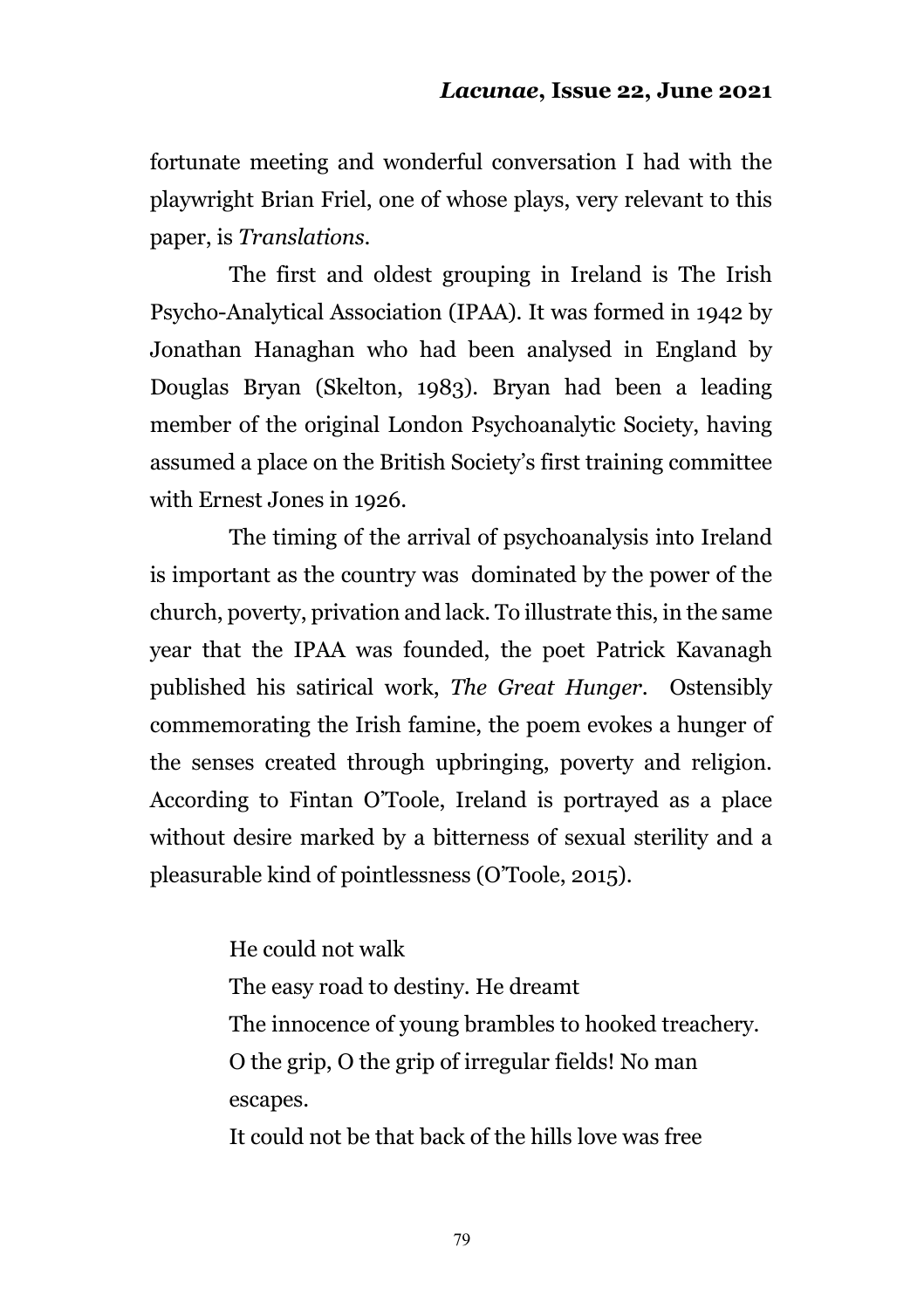fortunate meeting and wonderful conversation I had with the playwright Brian Friel, one of whose plays, very relevant to this paper, is *Translations*.

The first and oldest grouping in Ireland is The Irish Psycho-Analytical Association (IPAA). It was formed in 1942 by Jonathan Hanaghan who had been analysed in England by Douglas Bryan (Skelton, 1983). Bryan had been a leading member of the original London Psychoanalytic Society, having assumed a place on the British Society's first training committee with Ernest Jones in 1926.

The timing of the arrival of psychoanalysis into Ireland is important as the country was dominated by the power of the church, poverty, privation and lack. To illustrate this, in the same year that the IPAA was founded, the poet Patrick Kavanagh published his satirical work, *The Great Hunger*. Ostensibly commemorating the Irish famine, the poem evokes a hunger of the senses created through upbringing, poverty and religion. According to Fintan O'Toole, Ireland is portrayed as a place without desire marked by a bitterness of sexual sterility and a pleasurable kind of pointlessness (O'Toole, 2015).

> He could not walk
> The easy road to destiny. He dreamt
> The innocence of young brambles to hooked treachery.
> O the grip, O the grip of irregular fields! No man escapes.
> It could not be that back of the hills love was free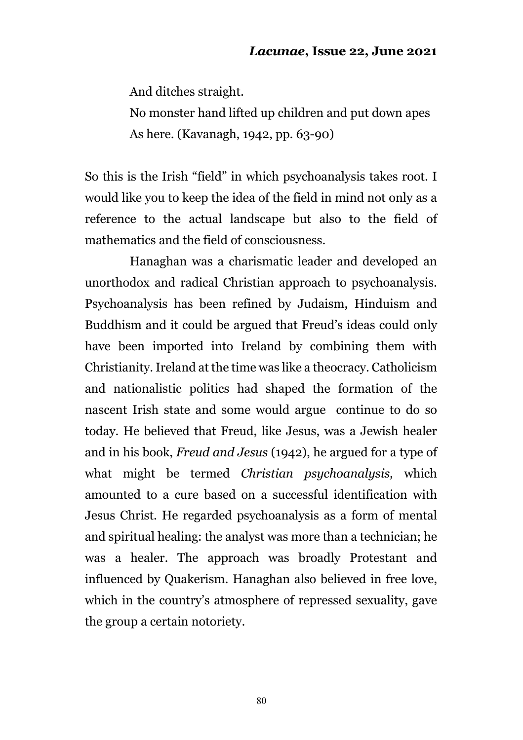> And ditches straight.
> No monster hand lifted up children and put down apes
> As here. (Kavanagh, 1942, pp. 63-90)

So this is the Irish "field" in which psychoanalysis takes root. I would like you to keep the idea of the field in mind not only as a reference to the actual landscape but also to the field of mathematics and the field of consciousness.

Hanaghan was a charismatic leader and developed an unorthodox and radical Christian approach to psychoanalysis. Psychoanalysis has been refined by Judaism, Hinduism and Buddhism and it could be argued that Freud's ideas could only have been imported into Ireland by combining them with Christianity. Ireland at the time was like a theocracy. Catholicism and nationalistic politics had shaped the formation of the nascent Irish state and some would argue continue to do so today. He believed that Freud, like Jesus, was a Jewish healer and in his book, *Freud and Jesus* (1942), he argued for a type of what might be termed *Christian psychoanalysis,* which amounted to a cure based on a successful identification with Jesus Christ. He regarded psychoanalysis as a form of mental and spiritual healing: the analyst was more than a technician; he was a healer. The approach was broadly Protestant and influenced by Quakerism. Hanaghan also believed in free love, which in the country's atmosphere of repressed sexuality, gave the group a certain notoriety.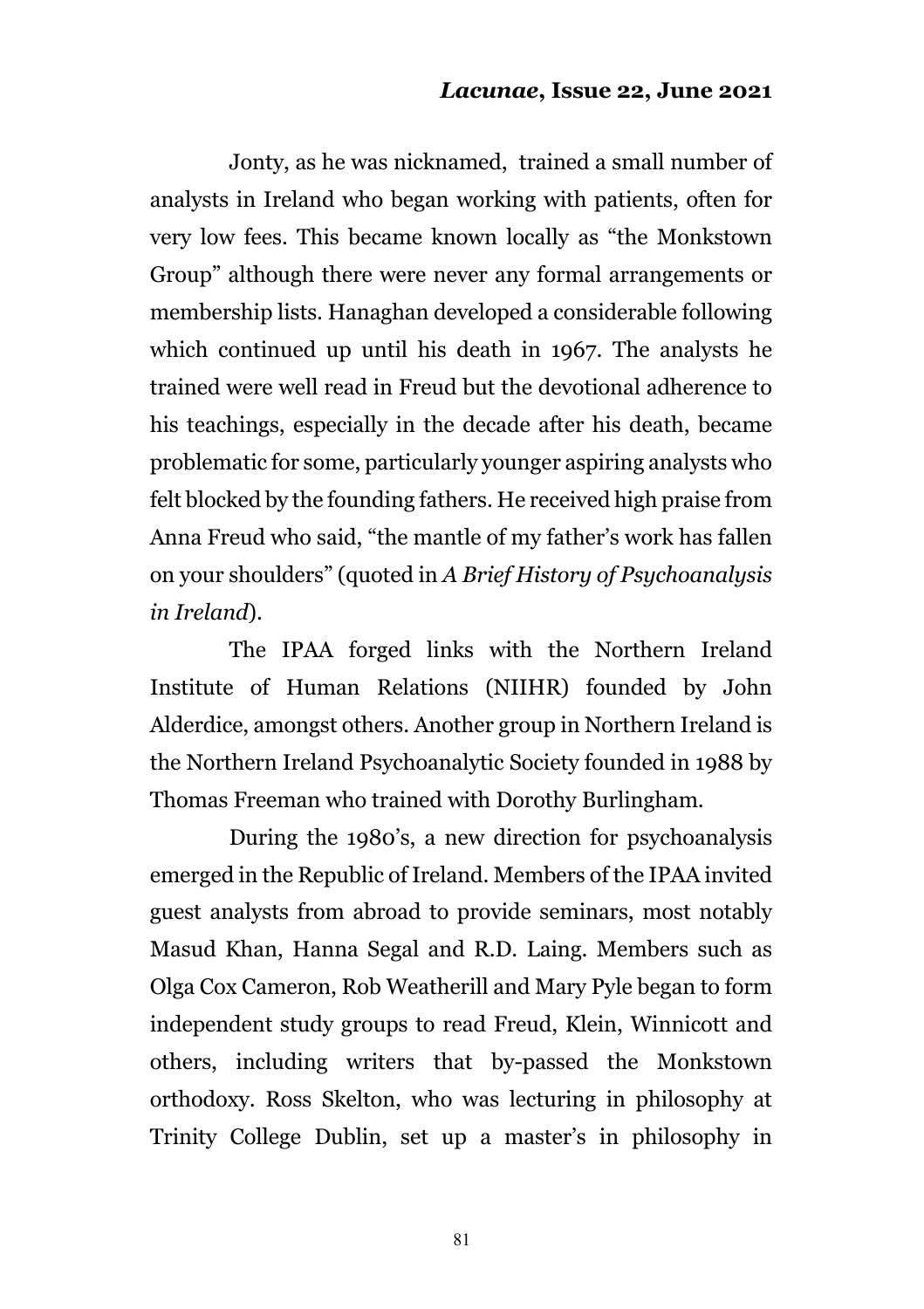Jonty, as he was nicknamed, trained a small number of analysts in Ireland who began working with patients, often for very low fees. This became known locally as "the Monkstown Group" although there were never any formal arrangements or membership lists. Hanaghan developed a considerable following which continued up until his death in 1967. The analysts he trained were well read in Freud but the devotional adherence to his teachings, especially in the decade after his death, became problematic for some, particularly younger aspiring analysts who felt blocked by the founding fathers. He received high praise from Anna Freud who said, "the mantle of my father's work has fallen on your shoulders" (quoted in *A Brief History of Psychoanalysis in Ireland*).

The IPAA forged links with the Northern Ireland Institute of Human Relations (NIIHR) founded by John Alderdice, amongst others. Another group in Northern Ireland is the Northern Ireland Psychoanalytic Society founded in 1988 by Thomas Freeman who trained with Dorothy Burlingham.

During the 1980's, a new direction for psychoanalysis emerged in the Republic of Ireland. Members of the IPAA invited guest analysts from abroad to provide seminars, most notably Masud Khan, Hanna Segal and R.D. Laing. Members such as Olga Cox Cameron, Rob Weatherill and Mary Pyle began to form independent study groups to read Freud, Klein, Winnicott and others, including writers that by-passed the Monkstown orthodoxy. Ross Skelton, who was lecturing in philosophy at Trinity College Dublin, set up a master's in philosophy in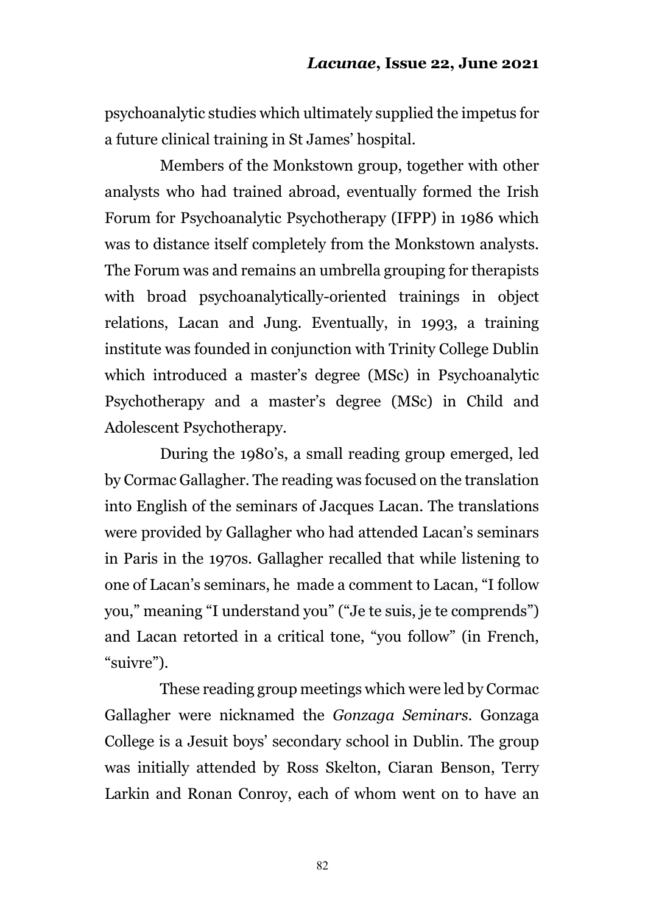psychoanalytic studies which ultimately supplied the impetus for a future clinical training in St James' hospital.

Members of the Monkstown group, together with other analysts who had trained abroad, eventually formed the Irish Forum for Psychoanalytic Psychotherapy (IFPP) in 1986 which was to distance itself completely from the Monkstown analysts. The Forum was and remains an umbrella grouping for therapists with broad psychoanalytically-oriented trainings in object relations, Lacan and Jung. Eventually, in 1993, a training institute was founded in conjunction with Trinity College Dublin which introduced a master's degree (MSc) in Psychoanalytic Psychotherapy and a master's degree (MSc) in Child and Adolescent Psychotherapy.

During the 1980's, a small reading group emerged, led by Cormac Gallagher. The reading was focused on the translation into English of the seminars of Jacques Lacan. The translations were provided by Gallagher who had attended Lacan's seminars in Paris in the 1970s. Gallagher recalled that while listening to one of Lacan's seminars, he made a comment to Lacan, "I follow you," meaning "I understand you" ("Je te suis, je te comprends") and Lacan retorted in a critical tone, "you follow" (in French, "suivre").

These reading group meetings which were led by Cormac Gallagher were nicknamed the *Gonzaga Seminars*. Gonzaga College is a Jesuit boys' secondary school in Dublin. The group was initially attended by Ross Skelton, Ciaran Benson, Terry Larkin and Ronan Conroy, each of whom went on to have an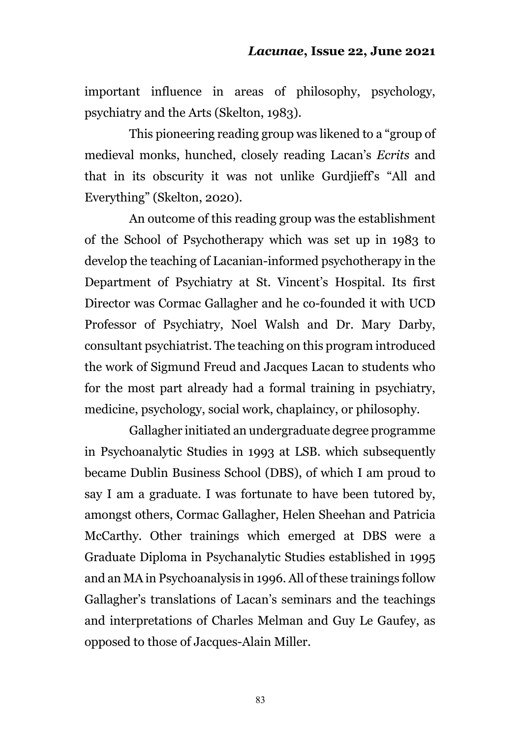important influence in areas of philosophy, psychology, psychiatry and the Arts (Skelton, 1983).

This pioneering reading group was likened to a "group of medieval monks, hunched, closely reading Lacan's *Ecrits* and that in its obscurity it was not unlike Gurdjieff's "All and Everything" (Skelton, 2020).

An outcome of this reading group was the establishment of the School of Psychotherapy which was set up in 1983 to develop the teaching of Lacanian-informed psychotherapy in the Department of Psychiatry at St. Vincent's Hospital. Its first Director was Cormac Gallagher and he co-founded it with UCD Professor of Psychiatry, Noel Walsh and Dr. Mary Darby, consultant psychiatrist. The teaching on this program introduced the work of Sigmund Freud and Jacques Lacan to students who for the most part already had a formal training in psychiatry, medicine, psychology, social work, chaplaincy, or philosophy.

Gallagher initiated an undergraduate degree programme in Psychoanalytic Studies in 1993 at LSB. which subsequently became Dublin Business School (DBS), of which I am proud to say I am a graduate. I was fortunate to have been tutored by, amongst others, Cormac Gallagher, Helen Sheehan and Patricia McCarthy. Other trainings which emerged at DBS were a Graduate Diploma in Psychanalytic Studies established in 1995 and an MA in Psychoanalysis in 1996. All of these trainings follow Gallagher's translations of Lacan's seminars and the teachings and interpretations of Charles Melman and Guy Le Gaufey, as opposed to those of Jacques-Alain Miller.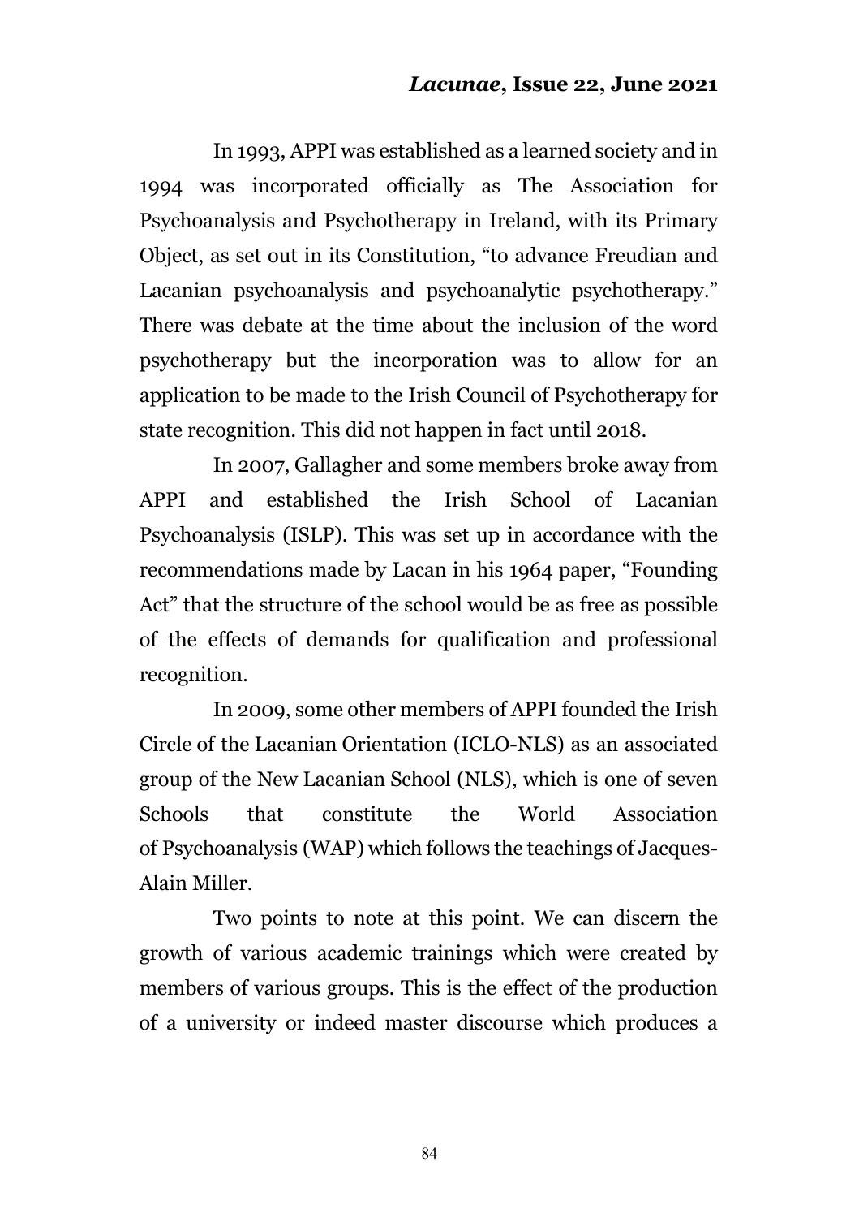In 1993, APPI was established as a learned society and in 1994 was incorporated officially as The Association for Psychoanalysis and Psychotherapy in Ireland, with its Primary Object, as set out in its Constitution, "to advance Freudian and Lacanian psychoanalysis and psychoanalytic psychotherapy." There was debate at the time about the inclusion of the word psychotherapy but the incorporation was to allow for an application to be made to the Irish Council of Psychotherapy for state recognition. This did not happen in fact until 2018.

In 2007, Gallagher and some members broke away from APPI and established the Irish School of Lacanian Psychoanalysis (ISLP). This was set up in accordance with the recommendations made by Lacan in his 1964 paper, "Founding Act" that the structure of the school would be as free as possible of the effects of demands for qualification and professional recognition.

In 2009, some other members of APPI founded the Irish Circle of the Lacanian Orientation (ICLO-NLS) as an associated group of the New Lacanian School (NLS), which is one of seven Schools that constitute the World Association of Psychoanalysis (WAP) which follows the teachings of Jacques-Alain Miller.

Two points to note at this point. We can discern the growth of various academic trainings which were created by members of various groups. This is the effect of the production of a university or indeed master discourse which produces a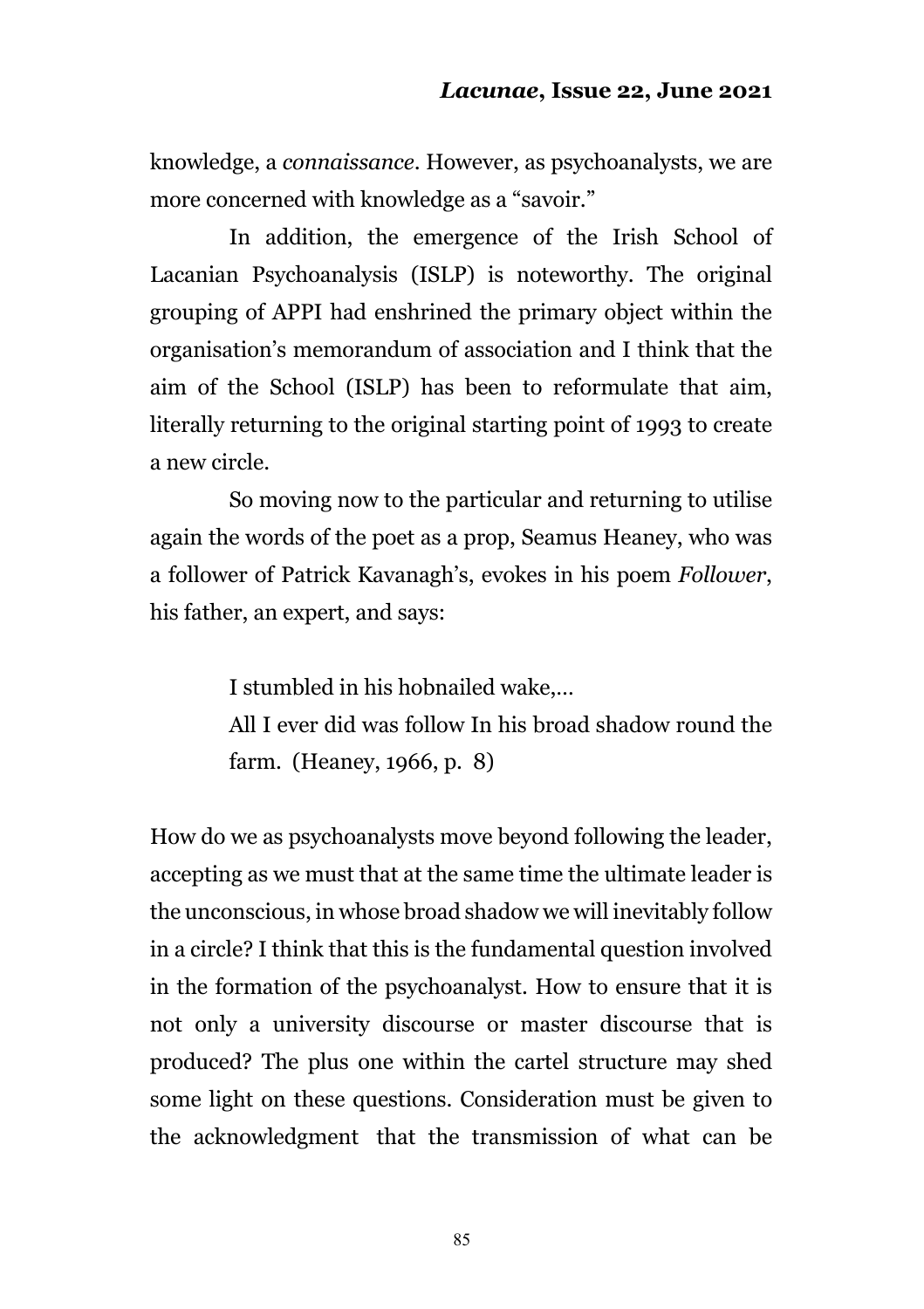knowledge, a *connaissance*. However, as psychoanalysts, we are more concerned with knowledge as a "savoir."

In addition, the emergence of the Irish School of Lacanian Psychoanalysis (ISLP) is noteworthy. The original grouping of APPI had enshrined the primary object within the organisation's memorandum of association and I think that the aim of the School (ISLP) has been to reformulate that aim, literally returning to the original starting point of 1993 to create a new circle.

So moving now to the particular and returning to utilise again the words of the poet as a prop, Seamus Heaney, who was a follower of Patrick Kavanagh's, evokes in his poem *Follower*, his father, an expert, and says:

> I stumbled in his hobnailed wake,…
> All I ever did was follow In his broad shadow round the farm. (Heaney, 1966, p. 8)

How do we as psychoanalysts move beyond following the leader, accepting as we must that at the same time the ultimate leader is the unconscious, in whose broad shadow we will inevitably follow in a circle? I think that this is the fundamental question involved in the formation of the psychoanalyst. How to ensure that it is not only a university discourse or master discourse that is produced? The plus one within the cartel structure may shed some light on these questions. Consideration must be given to the acknowledgment that the transmission of what can be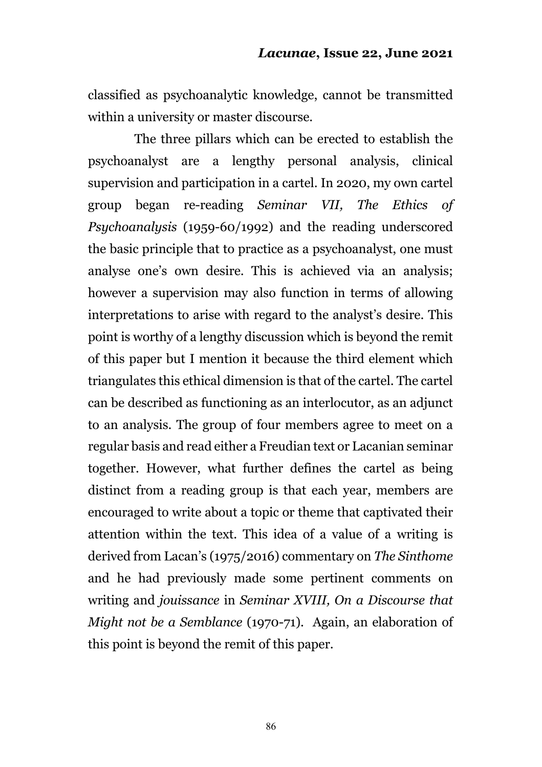classified as psychoanalytic knowledge, cannot be transmitted within a university or master discourse.

The three pillars which can be erected to establish the psychoanalyst are a lengthy personal analysis, clinical supervision and participation in a cartel. In 2020, my own cartel group began re-reading *Seminar VII, The Ethics of Psychoanalysis* (1959-60/1992) and the reading underscored the basic principle that to practice as a psychoanalyst, one must analyse one's own desire. This is achieved via an analysis; however a supervision may also function in terms of allowing interpretations to arise with regard to the analyst's desire. This point is worthy of a lengthy discussion which is beyond the remit of this paper but I mention it because the third element which triangulates this ethical dimension is that of the cartel. The cartel can be described as functioning as an interlocutor, as an adjunct to an analysis. The group of four members agree to meet on a regular basis and read either a Freudian text or Lacanian seminar together. However, what further defines the cartel as being distinct from a reading group is that each year, members are encouraged to write about a topic or theme that captivated their attention within the text. This idea of a value of a writing is derived from Lacan's (1975/2016) commentary on *The Sinthome* and he had previously made some pertinent comments on writing and *jouissance* in *Seminar XVIII, On a Discourse that Might not be a Semblance* (1970-71). Again, an elaboration of this point is beyond the remit of this paper.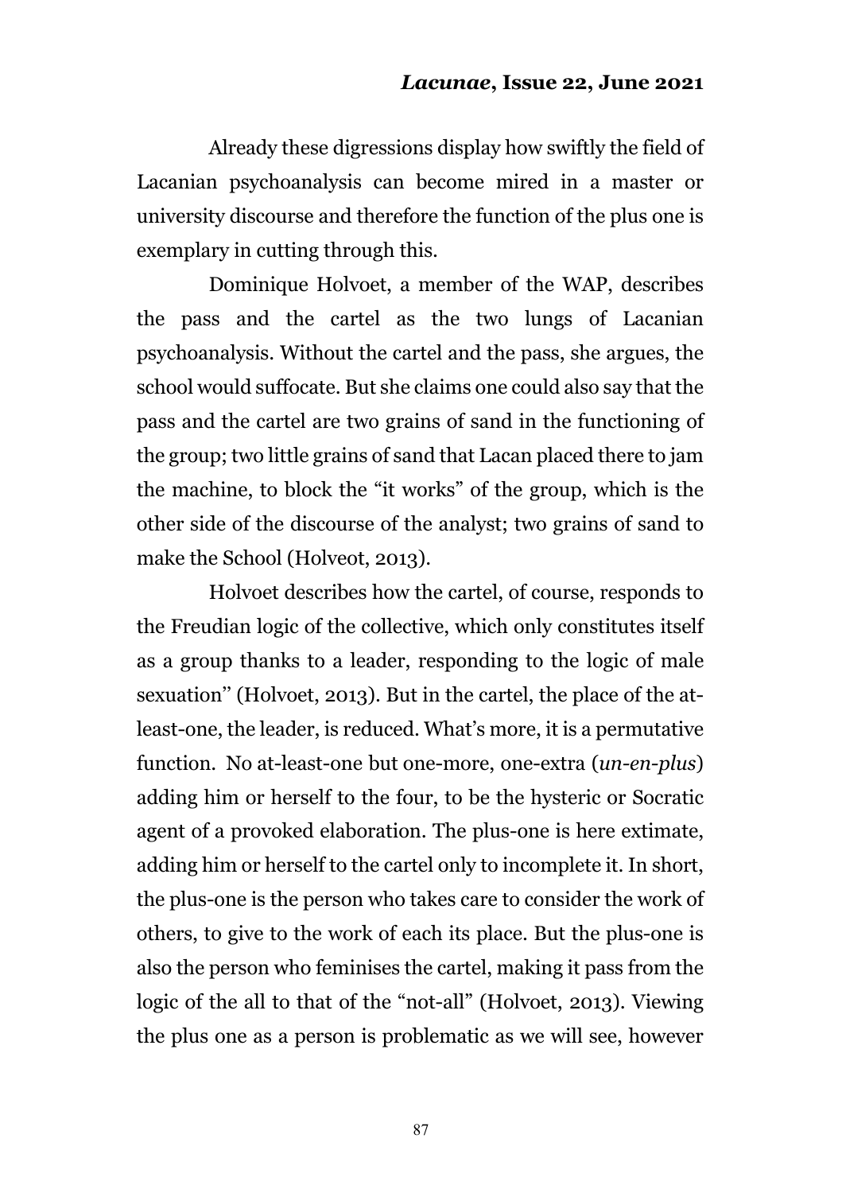Already these digressions display how swiftly the field of Lacanian psychoanalysis can become mired in a master or university discourse and therefore the function of the plus one is exemplary in cutting through this.

Dominique Holvoet, a member of the WAP, describes the pass and the cartel as the two lungs of Lacanian psychoanalysis. Without the cartel and the pass, she argues, the school would suffocate. But she claims one could also say that the pass and the cartel are two grains of sand in the functioning of the group; two little grains of sand that Lacan placed there to jam the machine, to block the "it works" of the group, which is the other side of the discourse of the analyst; two grains of sand to make the School (Holveot, 2013).

Holvoet describes how the cartel, of course, responds to the Freudian logic of the collective, which only constitutes itself as a group thanks to a leader, responding to the logic of male sexuation" (Holvoet, 2013). But in the cartel, the place of the at-least-one, the leader, is reduced. What's more, it is a permutative function. No at-least-one but one-more, one-extra (*un-en-plus*) adding him or herself to the four, to be the hysteric or Socratic agent of a provoked elaboration. The plus-one is here extimate, adding him or herself to the cartel only to incomplete it. In short, the plus-one is the person who takes care to consider the work of others, to give to the work of each its place. But the plus-one is also the person who feminises the cartel, making it pass from the logic of the all to that of the "not-all" (Holvoet, 2013). Viewing the plus one as a person is problematic as we will see, however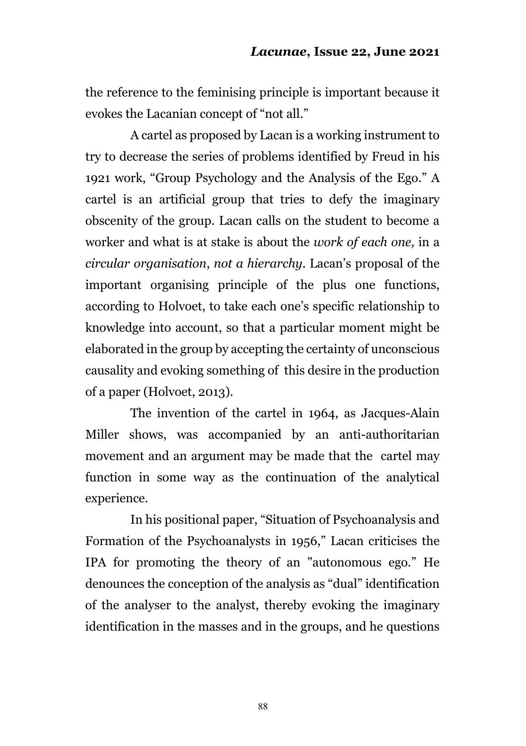the reference to the feminising principle is important because it evokes the Lacanian concept of "not all."

A cartel as proposed by Lacan is a working instrument to try to decrease the series of problems identified by Freud in his 1921 work, "Group Psychology and the Analysis of the Ego." A cartel is an artificial group that tries to defy the imaginary obscenity of the group. Lacan calls on the student to become a worker and what is at stake is about the *work of each one,* in a *circular organisation*, *not a hierarchy*. Lacan's proposal of the important organising principle of the plus one functions, according to Holvoet, to take each one's specific relationship to knowledge into account, so that a particular moment might be elaborated in the group by accepting the certainty of unconscious causality and evoking something of this desire in the production of a paper (Holvoet, 2013).

The invention of the cartel in 1964, as Jacques-Alain Miller shows, was accompanied by an anti-authoritarian movement and an argument may be made that the cartel may function in some way as the continuation of the analytical experience.

In his positional paper, "Situation of Psychoanalysis and Formation of the Psychoanalysts in 1956," Lacan criticises the IPA for promoting the theory of an "autonomous ego." He denounces the conception of the analysis as "dual" identification of the analyser to the analyst, thereby evoking the imaginary identification in the masses and in the groups, and he questions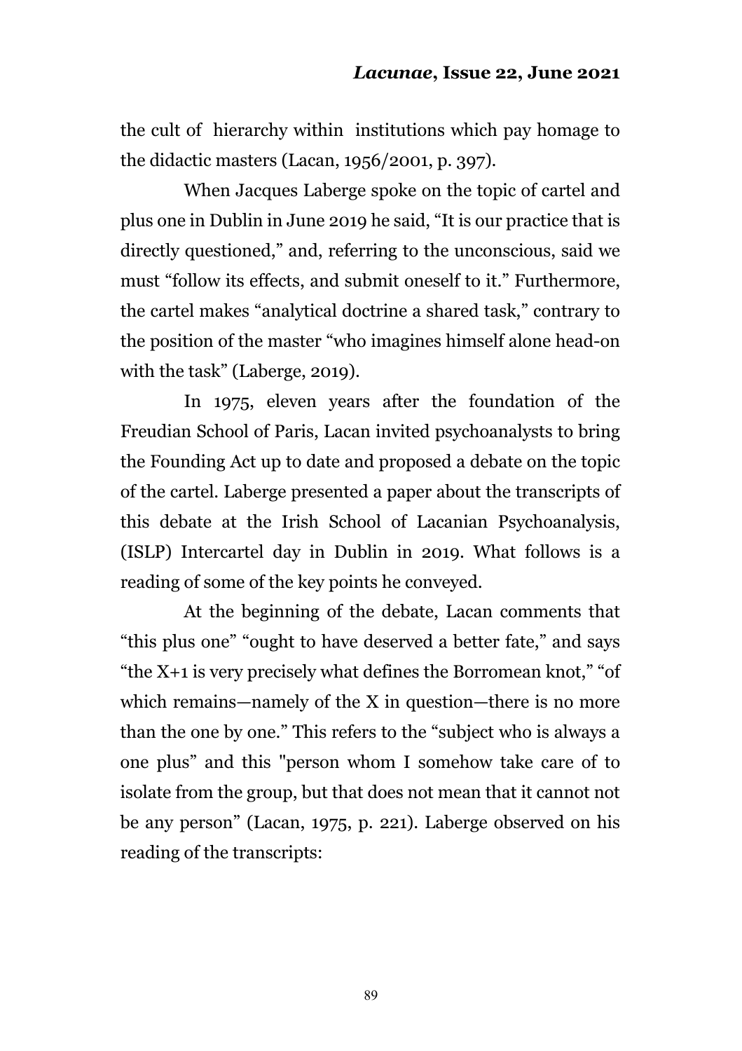the cult of hierarchy within institutions which pay homage to the didactic masters (Lacan, 1956/2001, p. 397).

When Jacques Laberge spoke on the topic of cartel and plus one in Dublin in June 2019 he said, “It is our practice that is directly questioned,” and, referring to the unconscious, said we must “follow its effects, and submit oneself to it.” Furthermore, the cartel makes “analytical doctrine a shared task,” contrary to the position of the master “who imagines himself alone head-on with the task” (Laberge, 2019).

In 1975, eleven years after the foundation of the Freudian School of Paris, Lacan invited psychoanalysts to bring the Founding Act up to date and proposed a debate on the topic of the cartel. Laberge presented a paper about the transcripts of this debate at the Irish School of Lacanian Psychoanalysis, (ISLP) Intercartel day in Dublin in 2019. What follows is a reading of some of the key points he conveyed.

At the beginning of the debate, Lacan comments that “this plus one” “ought to have deserved a better fate,” and says “the X+1 is very precisely what defines the Borromean knot,” “of which remains—namely of the X in question—there is no more than the one by one.” This refers to the “subject who is always a one plus” and this "person whom I somehow take care of to isolate from the group, but that does not mean that it cannot not be any person” (Lacan, 1975, p. 221). Laberge observed on his reading of the transcripts: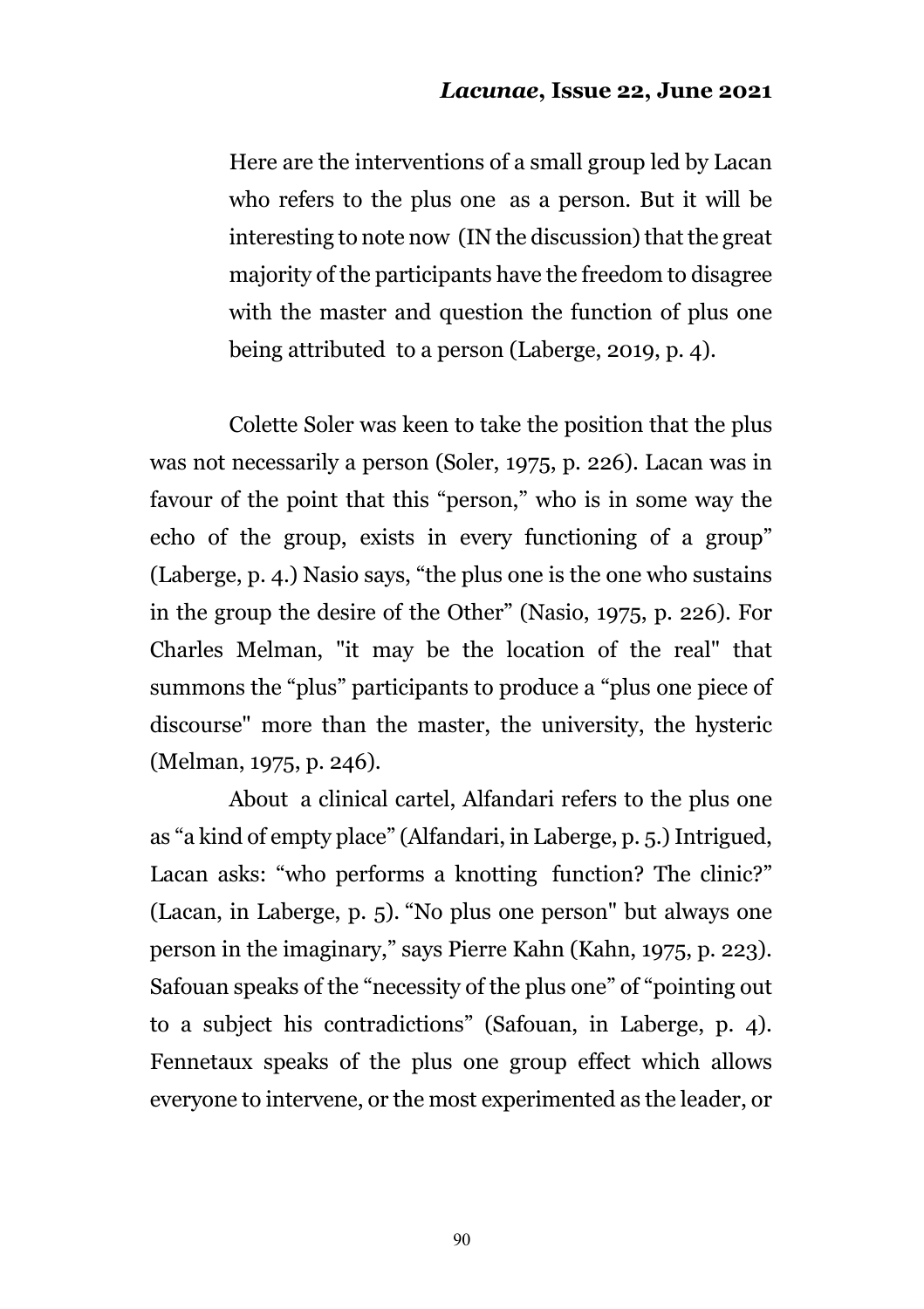> Here are the interventions of a small group led by Lacan who refers to the plus one as a person. But it will be interesting to note now (IN the discussion) that the great majority of the participants have the freedom to disagree with the master and question the function of plus one being attributed to a person (Laberge, 2019, p. 4).

Colette Soler was keen to take the position that the plus was not necessarily a person (Soler, 1975, p. 226). Lacan was in favour of the point that this "person," who is in some way the echo of the group, exists in every functioning of a group" (Laberge, p. 4.) Nasio says, "the plus one is the one who sustains in the group the desire of the Other" (Nasio, 1975, p. 226). For Charles Melman, "it may be the location of the real" that summons the "plus" participants to produce a "plus one piece of discourse" more than the master, the university, the hysteric (Melman, 1975, p. 246).

About a clinical cartel, Alfandari refers to the plus one as "a kind of empty place" (Alfandari, in Laberge, p. 5.) Intrigued, Lacan asks: "who performs a knotting function? The clinic?" (Lacan, in Laberge, p. 5). "No plus one person" but always one person in the imaginary," says Pierre Kahn (Kahn, 1975, p. 223). Safouan speaks of the "necessity of the plus one" of "pointing out to a subject his contradictions" (Safouan, in Laberge, p. 4). Fennetaux speaks of the plus one group effect which allows everyone to intervene, or the most experimented as the leader, or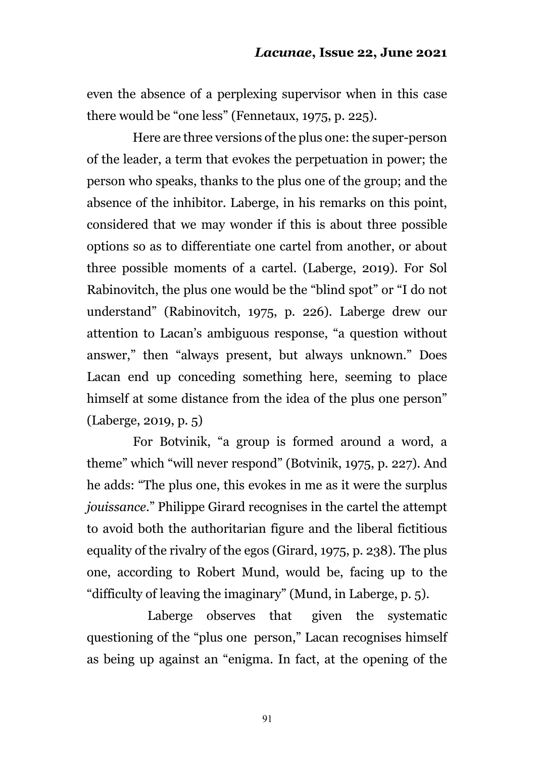even the absence of a perplexing supervisor when in this case there would be "one less" (Fennetaux, 1975, p. 225).

Here are three versions of the plus one: the super-person of the leader, a term that evokes the perpetuation in power; the person who speaks, thanks to the plus one of the group; and the absence of the inhibitor. Laberge, in his remarks on this point, considered that we may wonder if this is about three possible options so as to differentiate one cartel from another, or about three possible moments of a cartel. (Laberge, 2019). For Sol Rabinovitch, the plus one would be the "blind spot" or "I do not understand" (Rabinovitch, 1975, p. 226). Laberge drew our attention to Lacan's ambiguous response, "a question without answer," then "always present, but always unknown." Does Lacan end up conceding something here, seeming to place himself at some distance from the idea of the plus one person" (Laberge, 2019, p. 5)

For Botvinik, "a group is formed around a word, a theme" which "will never respond" (Botvinik, 1975, p. 227). And he adds: "The plus one, this evokes in me as it were the surplus *jouissance*." Philippe Girard recognises in the cartel the attempt to avoid both the authoritarian figure and the liberal fictitious equality of the rivalry of the egos (Girard, 1975, p. 238). The plus one, according to Robert Mund, would be, facing up to the "difficulty of leaving the imaginary" (Mund, in Laberge, p. 5).

Laberge observes that given the systematic questioning of the "plus one person," Lacan recognises himself as being up against an "enigma. In fact, at the opening of the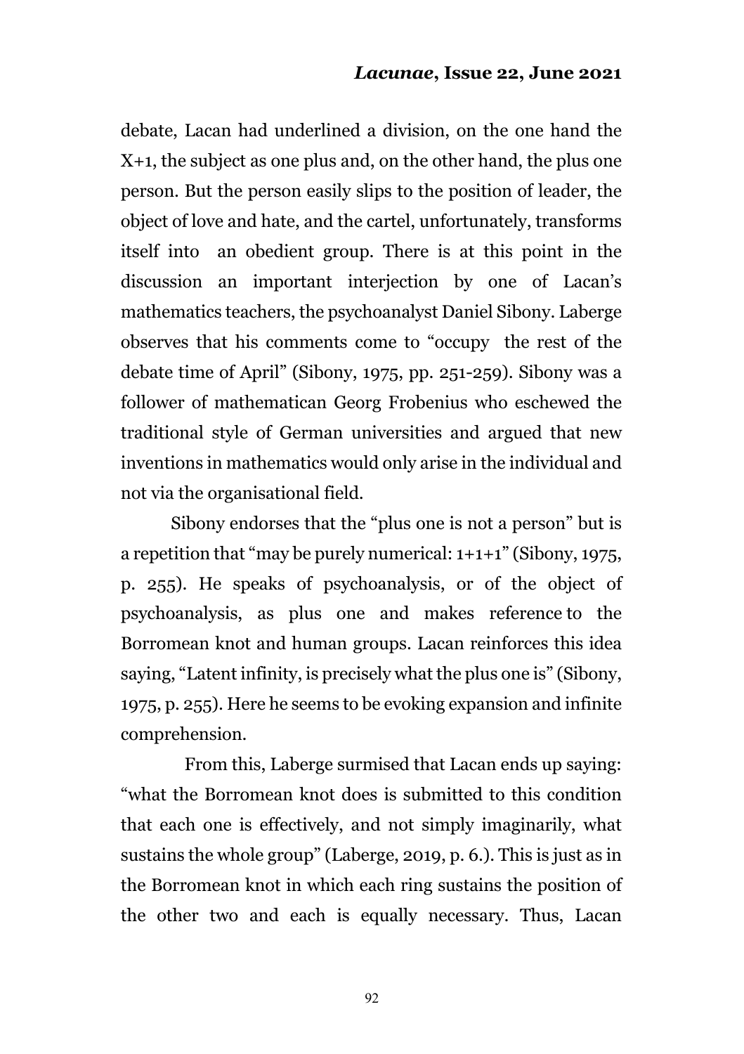debate, Lacan had underlined a division, on the one hand the X+1, the subject as one plus and, on the other hand, the plus one person. But the person easily slips to the position of leader, the object of love and hate, and the cartel, unfortunately, transforms itself into an obedient group. There is at this point in the discussion an important interjection by one of Lacan's mathematics teachers, the psychoanalyst Daniel Sibony. Laberge observes that his comments come to "occupy the rest of the debate time of April" (Sibony, 1975, pp. 251-259). Sibony was a follower of mathematican Georg Frobenius who eschewed the traditional style of German universities and argued that new inventions in mathematics would only arise in the individual and not via the organisational field.

Sibony endorses that the "plus one is not a person" but is a repetition that "may be purely numerical: 1+1+1" (Sibony, 1975, p. 255). He speaks of psychoanalysis, or of the object of psychoanalysis, as plus one and makes reference to the Borromean knot and human groups. Lacan reinforces this idea saying, "Latent infinity, is precisely what the plus one is" (Sibony, 1975, p. 255). Here he seems to be evoking expansion and infinite comprehension.

From this, Laberge surmised that Lacan ends up saying: "what the Borromean knot does is submitted to this condition that each one is effectively, and not simply imaginarily, what sustains the whole group" (Laberge, 2019, p. 6.). This is just as in the Borromean knot in which each ring sustains the position of the other two and each is equally necessary. Thus, Lacan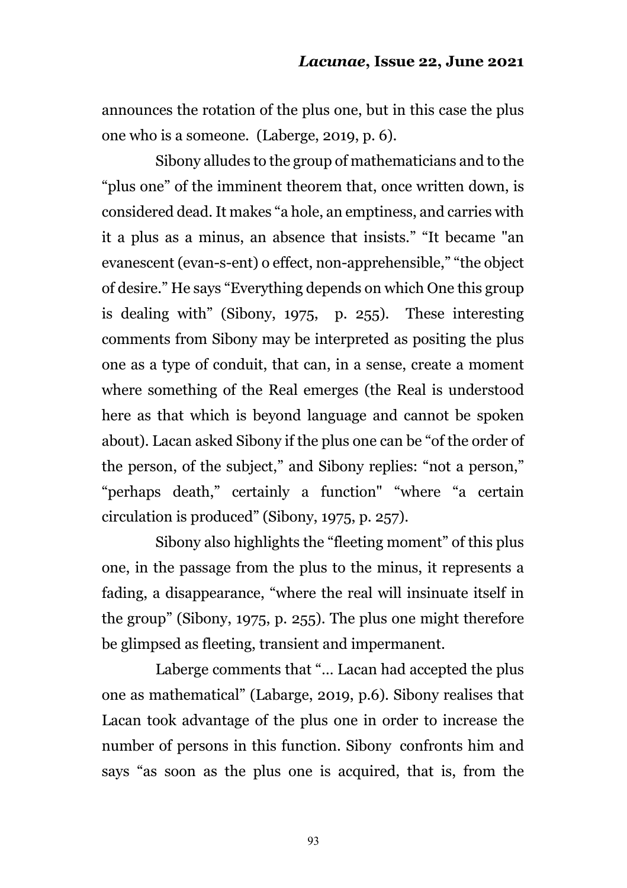announces the rotation of the plus one, but in this case the plus one who is a someone. (Laberge, 2019, p. 6).

Sibony alludes to the group of mathematicians and to the "plus one" of the imminent theorem that, once written down, is considered dead. It makes "a hole, an emptiness, and carries with it a plus as a minus, an absence that insists." "It became "an evanescent (evan-s-ent) o effect, non-apprehensible," "the object of desire." He says "Everything depends on which One this group is dealing with" (Sibony, 1975, p. 255). These interesting comments from Sibony may be interpreted as positing the plus one as a type of conduit, that can, in a sense, create a moment where something of the Real emerges (the Real is understood here as that which is beyond language and cannot be spoken about). Lacan asked Sibony if the plus one can be "of the order of the person, of the subject," and Sibony replies: "not a person," "perhaps death," certainly a function" "where "a certain circulation is produced" (Sibony, 1975, p. 257).

Sibony also highlights the "fleeting moment" of this plus one, in the passage from the plus to the minus, it represents a fading, a disappearance, "where the real will insinuate itself in the group" (Sibony, 1975, p. 255). The plus one might therefore be glimpsed as fleeting, transient and impermanent.

Laberge comments that "... Lacan had accepted the plus one as mathematical" (Labarge, 2019, p.6). Sibony realises that Lacan took advantage of the plus one in order to increase the number of persons in this function. Sibony confronts him and says "as soon as the plus one is acquired, that is, from the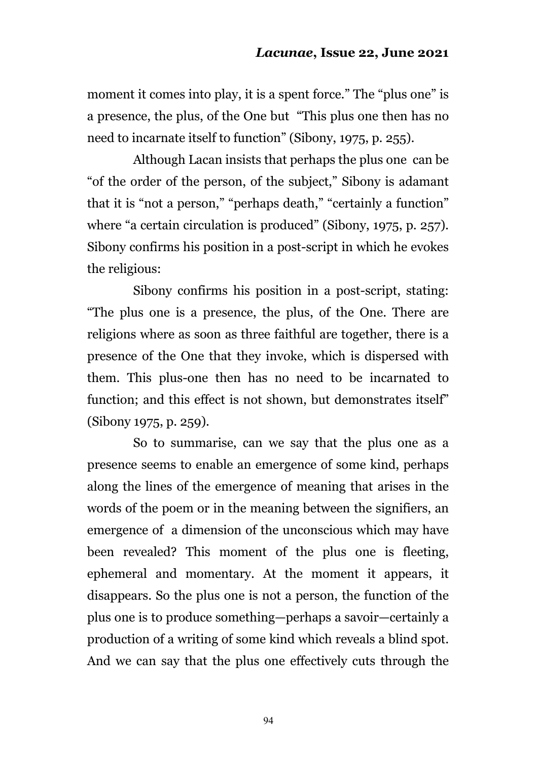moment it comes into play, it is a spent force." The "plus one" is a presence, the plus, of the One but "This plus one then has no need to incarnate itself to function" (Sibony, 1975, p. 255).

Although Lacan insists that perhaps the plus one can be "of the order of the person, of the subject," Sibony is adamant that it is "not a person," "perhaps death," "certainly a function" where "a certain circulation is produced" (Sibony, 1975, p. 257). Sibony confirms his position in a post-script in which he evokes the religious:

Sibony confirms his position in a post-script, stating: "The plus one is a presence, the plus, of the One. There are religions where as soon as three faithful are together, there is a presence of the One that they invoke, which is dispersed with them. This plus-one then has no need to be incarnated to function; and this effect is not shown, but demonstrates itself" (Sibony 1975, p. 259).

So to summarise, can we say that the plus one as a presence seems to enable an emergence of some kind, perhaps along the lines of the emergence of meaning that arises in the words of the poem or in the meaning between the signifiers, an emergence of a dimension of the unconscious which may have been revealed? This moment of the plus one is fleeting, ephemeral and momentary. At the moment it appears, it disappears. So the plus one is not a person, the function of the plus one is to produce something—perhaps a savoir—certainly a production of a writing of some kind which reveals a blind spot. And we can say that the plus one effectively cuts through the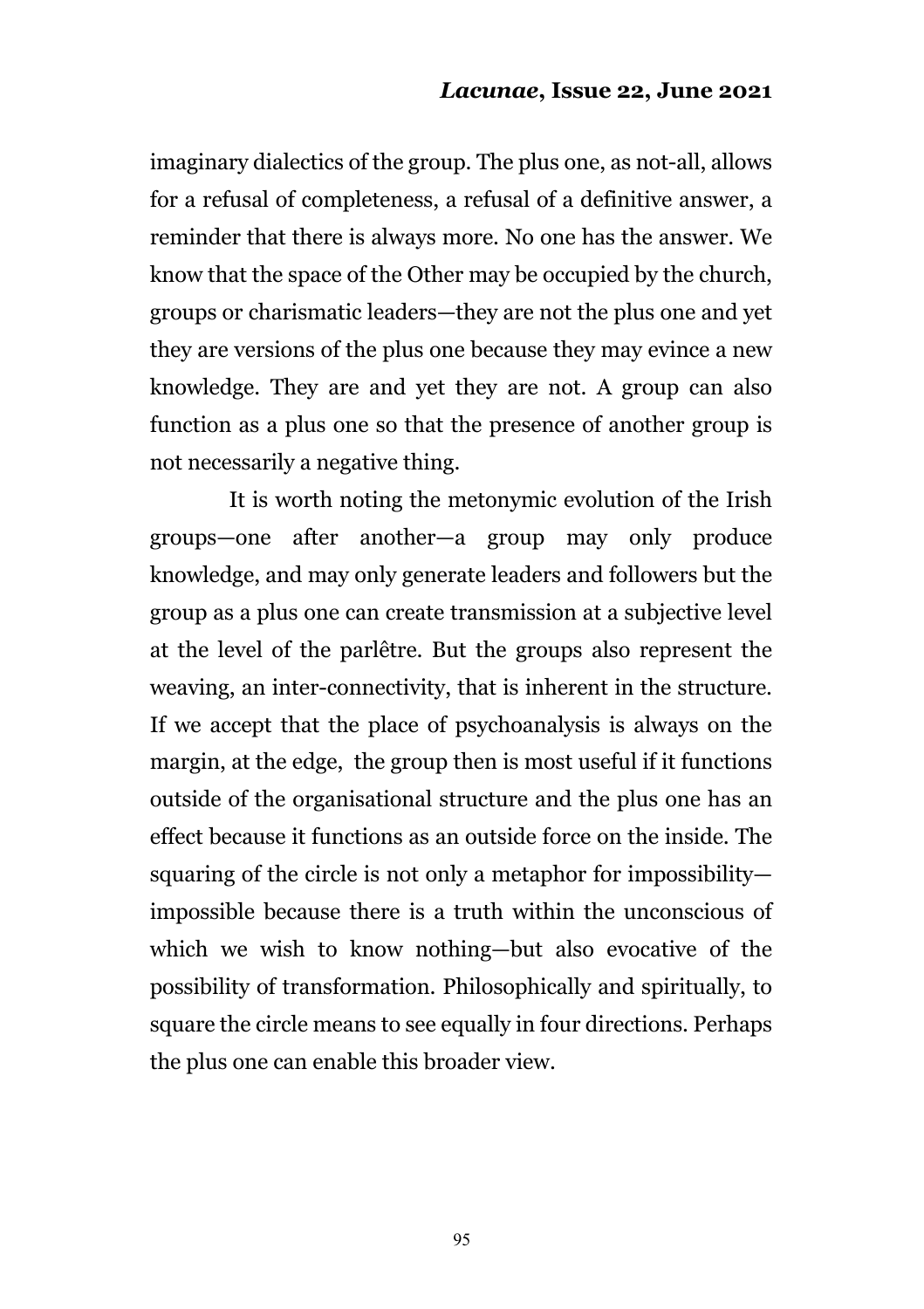imaginary dialectics of the group. The plus one, as not-all, allows for a refusal of completeness, a refusal of a definitive answer, a reminder that there is always more. No one has the answer. We know that the space of the Other may be occupied by the church, groups or charismatic leaders—they are not the plus one and yet they are versions of the plus one because they may evince a new knowledge. They are and yet they are not. A group can also function as a plus one so that the presence of another group is not necessarily a negative thing.

It is worth noting the metonymic evolution of the Irish groups—one after another—a group may only produce knowledge, and may only generate leaders and followers but the group as a plus one can create transmission at a subjective level at the level of the parlêtre. But the groups also represent the weaving, an inter-connectivity, that is inherent in the structure. If we accept that the place of psychoanalysis is always on the margin, at the edge, the group then is most useful if it functions outside of the organisational structure and the plus one has an effect because it functions as an outside force on the inside. The squaring of the circle is not only a metaphor for impossibility—impossible because there is a truth within the unconscious of which we wish to know nothing—but also evocative of the possibility of transformation. Philosophically and spiritually, to square the circle means to see equally in four directions. Perhaps the plus one can enable this broader view.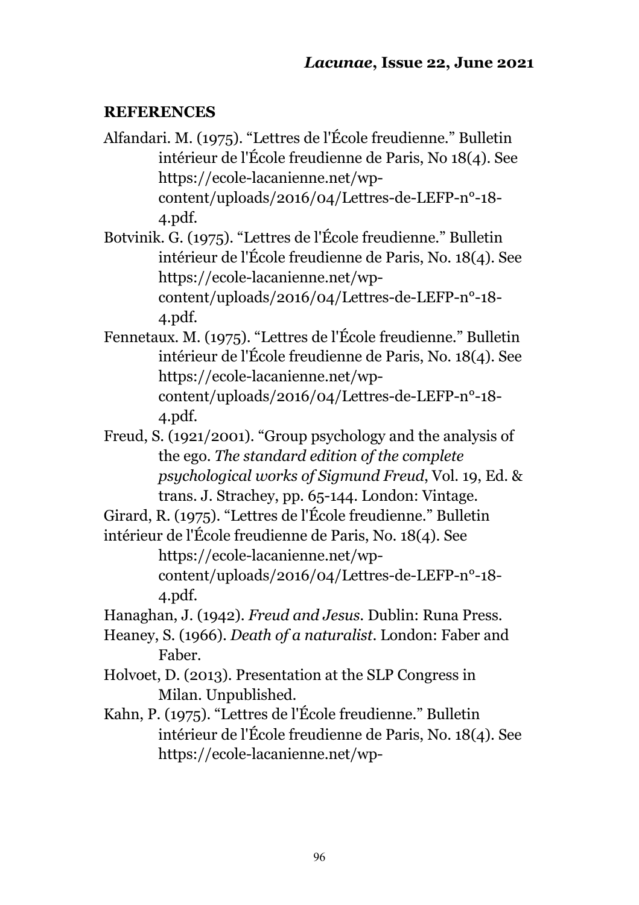## REFERENCES

Alfandari. M. (1975). "Lettres de l'École freudienne." Bulletin intérieur de l'École freudienne de Paris, No 18(4). See https://ecole-lacanienne.net/wp-content/uploads/2016/04/Lettres-de-LEFP-n°-18-4.pdf.

Botvinik. G. (1975). "Lettres de l'École freudienne." Bulletin intérieur de l'École freudienne de Paris, No. 18(4). See https://ecole-lacanienne.net/wp-content/uploads/2016/04/Lettres-de-LEFP-n°-18-4.pdf.

Fennetaux. M. (1975). "Lettres de l'École freudienne." Bulletin intérieur de l'École freudienne de Paris, No. 18(4). See https://ecole-lacanienne.net/wp-content/uploads/2016/04/Lettres-de-LEFP-n°-18-4.pdf.

Freud, S. (1921/2001). "Group psychology and the analysis of the ego. *The standard edition of the complete psychological works of Sigmund Freud*, Vol. 19, Ed. & trans. J. Strachey, pp. 65-144. London: Vintage.

Girard, R. (1975). "Lettres de l'École freudienne." Bulletin intérieur de l'École freudienne de Paris, No. 18(4). See https://ecole-lacanienne.net/wp-content/uploads/2016/04/Lettres-de-LEFP-n°-18-4.pdf.

Hanaghan, J. (1942). *Freud and Jesus*. Dublin: Runa Press.

Heaney, S. (1966). *Death of a naturalist*. London: Faber and Faber.

Holvoet, D. (2013). Presentation at the SLP Congress in Milan. Unpublished.

Kahn, P. (1975). "Lettres de l'École freudienne." Bulletin intérieur de l'École freudienne de Paris, No. 18(4). See https://ecole-lacanienne.net/wp-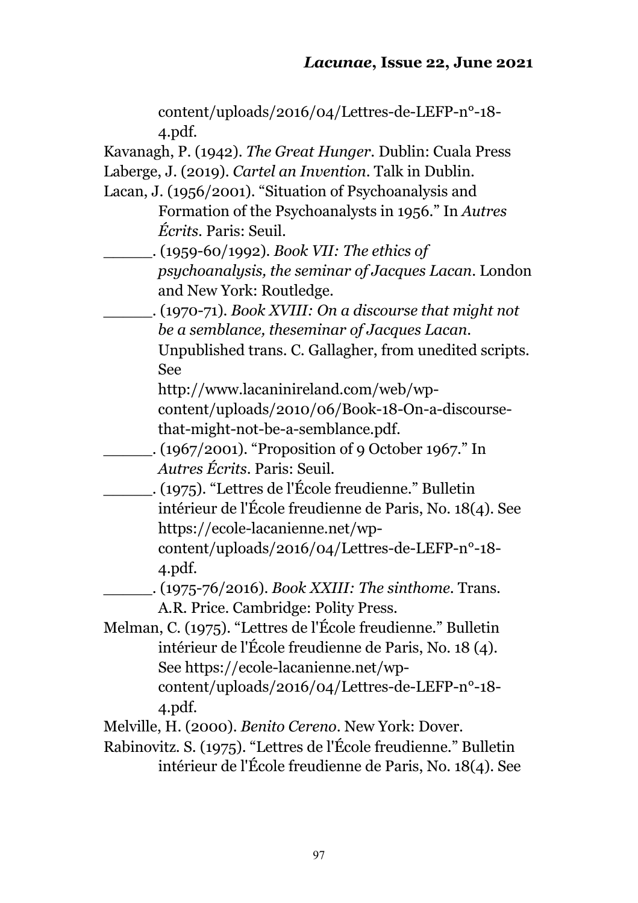content/uploads/2016/04/Lettres-de-LEFP-n°-18-4.pdf.

Kavanagh, P. (1942). *The Great Hunger*. Dublin: Cuala Press

Laberge, J. (2019). *Cartel an Invention*. Talk in Dublin.

Lacan, J. (1956/2001). "Situation of Psychoanalysis and Formation of the Psychoanalysts in 1956." In *Autres Écrits*. Paris: Seuil.

______. (1959-60/1992). *Book VII: The ethics of psychoanalysis, the seminar of Jacques Lacan*. London and New York: Routledge.

______. (1970-71). *Book XVIII: On a discourse that might not be a semblance, theseminar of Jacques Lacan*. Unpublished trans. C. Gallagher, from unedited scripts. See http://www.lacaninireland.com/web/wp-content/uploads/2010/06/Book-18-On-a-discourse-that-might-not-be-a-semblance.pdf.

______. (1967/2001). "Proposition of 9 October 1967." In *Autres Écrits*. Paris: Seuil.

______. (1975). "Lettres de l'École freudienne." Bulletin intérieur de l'École freudienne de Paris, No. 18(4). See https://ecole-lacanienne.net/wp-content/uploads/2016/04/Lettres-de-LEFP-n°-18-4.pdf.

______. (1975-76/2016). *Book XXIII: The sinthome*. Trans. A.R. Price. Cambridge: Polity Press.

Melman, C. (1975). "Lettres de l'École freudienne." Bulletin intérieur de l'École freudienne de Paris, No. 18 (4). See https://ecole-lacanienne.net/wp-content/uploads/2016/04/Lettres-de-LEFP-n°-18-4.pdf.

Melville, H. (2000). *Benito Cereno*. New York: Dover.

Rabinovitz. S. (1975). "Lettres de l'École freudienne." Bulletin intérieur de l'École freudienne de Paris, No. 18(4). See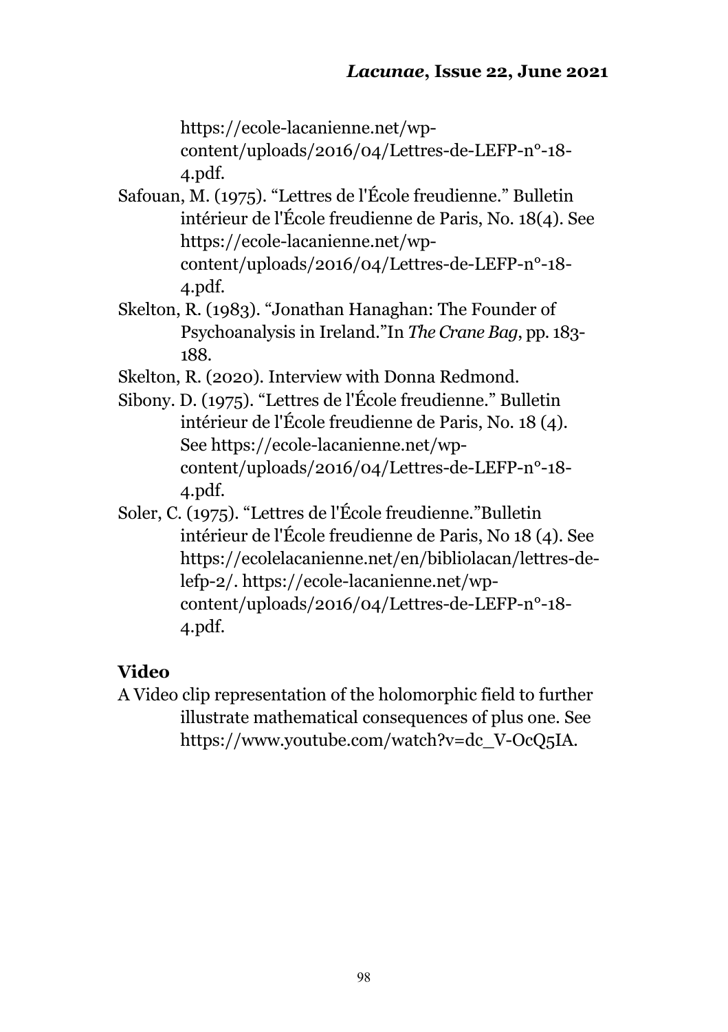https://ecole-lacanienne.net/wp-content/uploads/2016/04/Lettres-de-LEFP-n°-18-4.pdf.

Safouan, M. (1975). “Lettres de l'École freudienne.” Bulletin intérieur de l'École freudienne de Paris, No. 18(4). See https://ecole-lacanienne.net/wp-content/uploads/2016/04/Lettres-de-LEFP-n°-18-4.pdf.

Skelton, R. (1983). “Jonathan Hanaghan: The Founder of Psychoanalysis in Ireland.”In *The Crane Bag*, pp. 183-188.

Skelton, R. (2020). Interview with Donna Redmond.

Sibony. D. (1975). “Lettres de l'École freudienne.” Bulletin intérieur de l'École freudienne de Paris, No. 18 (4). See https://ecole-lacanienne.net/wp-content/uploads/2016/04/Lettres-de-LEFP-n°-18-4.pdf.

Soler, C. (1975). “Lettres de l'École freudienne.”Bulletin intérieur de l'École freudienne de Paris, No 18 (4). See https://ecolelacanienne.net/en/bibliolacan/lettres-de-lefp-2/. https://ecole-lacanienne.net/wp-content/uploads/2016/04/Lettres-de-LEFP-n°-18-4.pdf.

## Video

A Video clip representation of the holomorphic field to further illustrate mathematical consequences of plus one. See https://www.youtube.com/watch?v=dc_V-OcQ5IA.